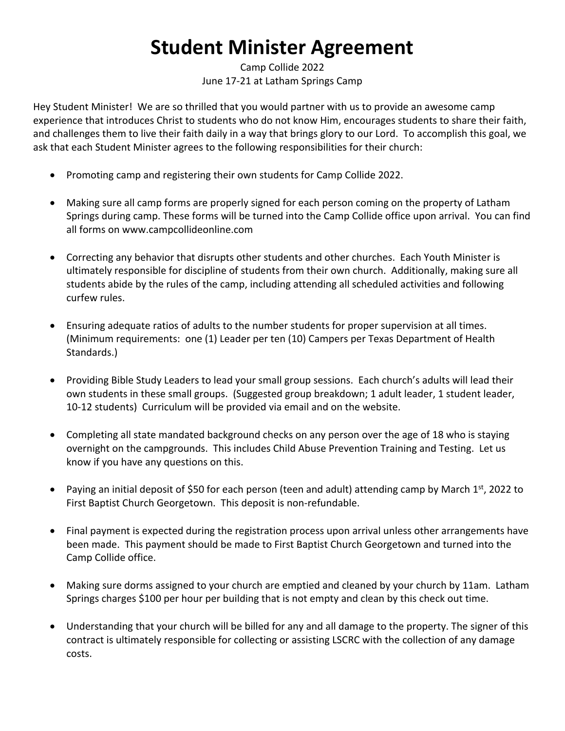# Student Minister Agreement

Camp Collide 2022
June 17-21 at Latham Springs Camp

Hey Student Minister! We are so thrilled that you would partner with us to provide an awesome camp experience that introduces Christ to students who do not know Him, encourages students to share their faith, and challenges them to live their faith daily in a way that brings glory to our Lord. To accomplish this goal, we ask that each Student Minister agrees to the following responsibilities for their church:

- Promoting camp and registering their own students for Camp Collide 2022.
- Making sure all camp forms are properly signed for each person coming on the property of Latham Springs during camp. These forms will be turned into the Camp Collide office upon arrival. You can find all forms on www.campcollideonline.com
- Correcting any behavior that disrupts other students and other churches. Each Youth Minister is ultimately responsible for discipline of students from their own church. Additionally, making sure all students abide by the rules of the camp, including attending all scheduled activities and following curfew rules.
- Ensuring adequate ratios of adults to the number students for proper supervision at all times. (Minimum requirements: one (1) Leader per ten (10) Campers per Texas Department of Health Standards.)
- Providing Bible Study Leaders to lead your small group sessions. Each church's adults will lead their own students in these small groups. (Suggested group breakdown; 1 adult leader, 1 student leader, 10-12 students) Curriculum will be provided via email and on the website.
- Completing all state mandated background checks on any person over the age of 18 who is staying overnight on the campgrounds. This includes Child Abuse Prevention Training and Testing. Let us know if you have any questions on this.
- Paying an initial deposit of $50 for each person (teen and adult) attending camp by March 1st, 2022 to First Baptist Church Georgetown. This deposit is non-refundable.
- Final payment is expected during the registration process upon arrival unless other arrangements have been made. This payment should be made to First Baptist Church Georgetown and turned into the Camp Collide office.
- Making sure dorms assigned to your church are emptied and cleaned by your church by 11am. Latham Springs charges $100 per hour per building that is not empty and clean by this check out time.
- Understanding that your church will be billed for any and all damage to the property. The signer of this contract is ultimately responsible for collecting or assisting LSCRC with the collection of any damage costs.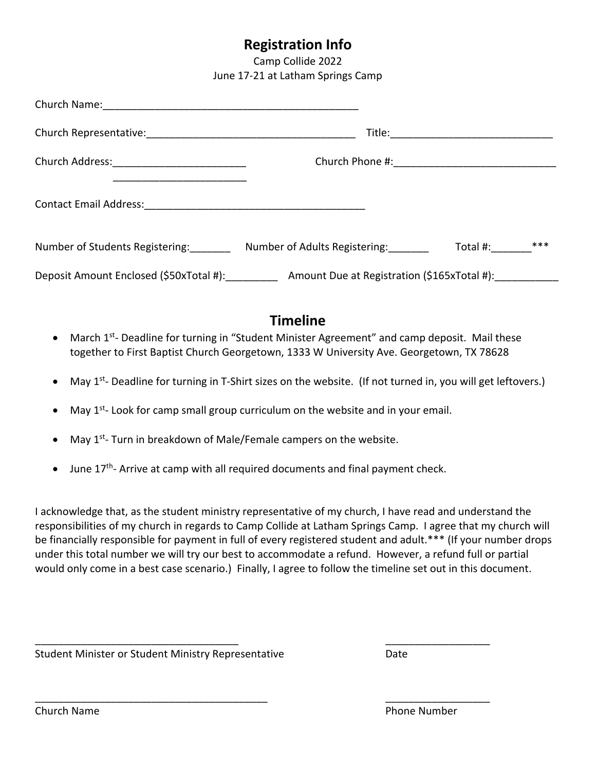# Registration Info

Camp Collide 2022

June 17-21 at Latham Springs Camp

Church Name:_____________________________________________

Church Representative:____________________________________ Title:____________________________

Church Address:_______________________ Church Phone #:____________________________

_______________________

Contact Email Address:_______________________________________

Number of Students Registering:_______ Number of Adults Registering:_______ Total #:_______***

Deposit Amount Enclosed ($50xTotal #):_________ Amount Due at Registration ($165xTotal #):___________

## Timeline

- March 1st- Deadline for turning in "Student Minister Agreement" and camp deposit. Mail these together to First Baptist Church Georgetown, 1333 W University Ave. Georgetown, TX 78628
- May 1st- Deadline for turning in T-Shirt sizes on the website. (If not turned in, you will get leftovers.)
- May 1st- Look for camp small group curriculum on the website and in your email.
- May 1st- Turn in breakdown of Male/Female campers on the website.
- June 17th- Arrive at camp with all required documents and final payment check.

I acknowledge that, as the student ministry representative of my church, I have read and understand the responsibilities of my church in regards to Camp Collide at Latham Springs Camp. I agree that my church will be financially responsible for payment in full of every registered student and adult.*** (If your number drops under this total number we will try our best to accommodate a refund. However, a refund full or partial would only come in a best case scenario.) Finally, I agree to follow the timeline set out in this document.

___________________________________ __________________

Student Minister or Student Ministry Representative Date

_________________________________________ __________________

Church Name Phone Number